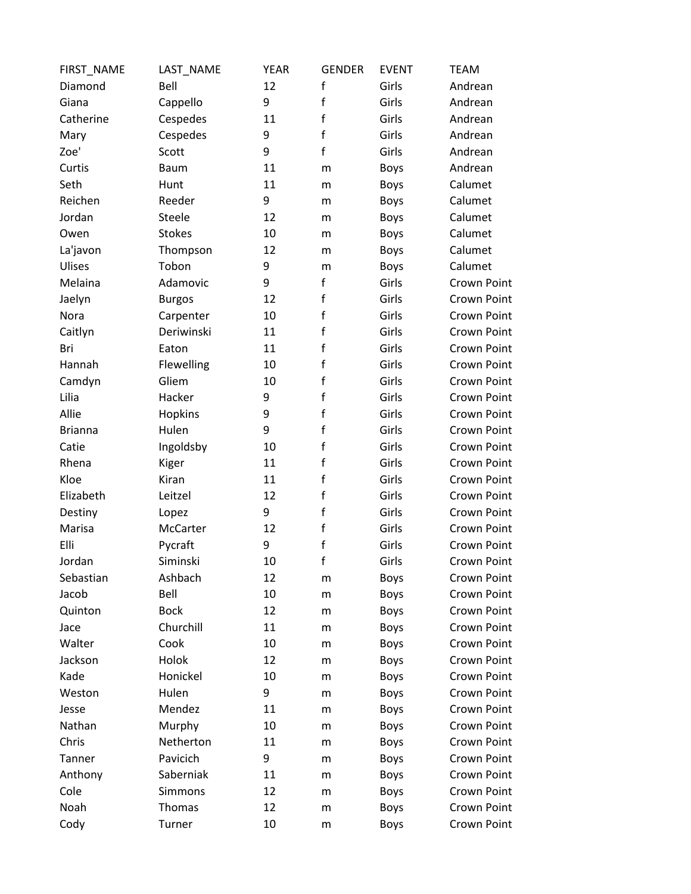| FIRST_NAME | LAST_NAME | YEAR | GENDER | EVENT | TEAM |
|---|---|---|---|---|---|
| Diamond | Bell | 12 | f | Girls | Andrean |
| Giana | Cappello | 9 | f | Girls | Andrean |
| Catherine | Cespedes | 11 | f | Girls | Andrean |
| Mary | Cespedes | 9 | f | Girls | Andrean |
| Zoe' | Scott | 9 | f | Girls | Andrean |
| Curtis | Baum | 11 | m | Boys | Andrean |
| Seth | Hunt | 11 | m | Boys | Calumet |
| Reichen | Reeder | 9 | m | Boys | Calumet |
| Jordan | Steele | 12 | m | Boys | Calumet |
| Owen | Stokes | 10 | m | Boys | Calumet |
| La'javon | Thompson | 12 | m | Boys | Calumet |
| Ulises | Tobon | 9 | m | Boys | Calumet |
| Melaina | Adamovic | 9 | f | Girls | Crown Point |
| Jaelyn | Burgos | 12 | f | Girls | Crown Point |
| Nora | Carpenter | 10 | f | Girls | Crown Point |
| Caitlyn | Deriwinski | 11 | f | Girls | Crown Point |
| Bri | Eaton | 11 | f | Girls | Crown Point |
| Hannah | Flewelling | 10 | f | Girls | Crown Point |
| Camdyn | Gliem | 10 | f | Girls | Crown Point |
| Lilia | Hacker | 9 | f | Girls | Crown Point |
| Allie | Hopkins | 9 | f | Girls | Crown Point |
| Brianna | Hulen | 9 | f | Girls | Crown Point |
| Catie | Ingoldsby | 10 | f | Girls | Crown Point |
| Rhena | Kiger | 11 | f | Girls | Crown Point |
| Kloe | Kiran | 11 | f | Girls | Crown Point |
| Elizabeth | Leitzel | 12 | f | Girls | Crown Point |
| Destiny | Lopez | 9 | f | Girls | Crown Point |
| Marisa | McCarter | 12 | f | Girls | Crown Point |
| Elli | Pycraft | 9 | f | Girls | Crown Point |
| Jordan | Siminski | 10 | f | Girls | Crown Point |
| Sebastian | Ashbach | 12 | m | Boys | Crown Point |
| Jacob | Bell | 10 | m | Boys | Crown Point |
| Quinton | Bock | 12 | m | Boys | Crown Point |
| Jace | Churchill | 11 | m | Boys | Crown Point |
| Walter | Cook | 10 | m | Boys | Crown Point |
| Jackson | Holok | 12 | m | Boys | Crown Point |
| Kade | Honickel | 10 | m | Boys | Crown Point |
| Weston | Hulen | 9 | m | Boys | Crown Point |
| Jesse | Mendez | 11 | m | Boys | Crown Point |
| Nathan | Murphy | 10 | m | Boys | Crown Point |
| Chris | Netherton | 11 | m | Boys | Crown Point |
| Tanner | Pavicich | 9 | m | Boys | Crown Point |
| Anthony | Saberniak | 11 | m | Boys | Crown Point |
| Cole | Simmons | 12 | m | Boys | Crown Point |
| Noah | Thomas | 12 | m | Boys | Crown Point |
| Cody | Turner | 10 | m | Boys | Crown Point |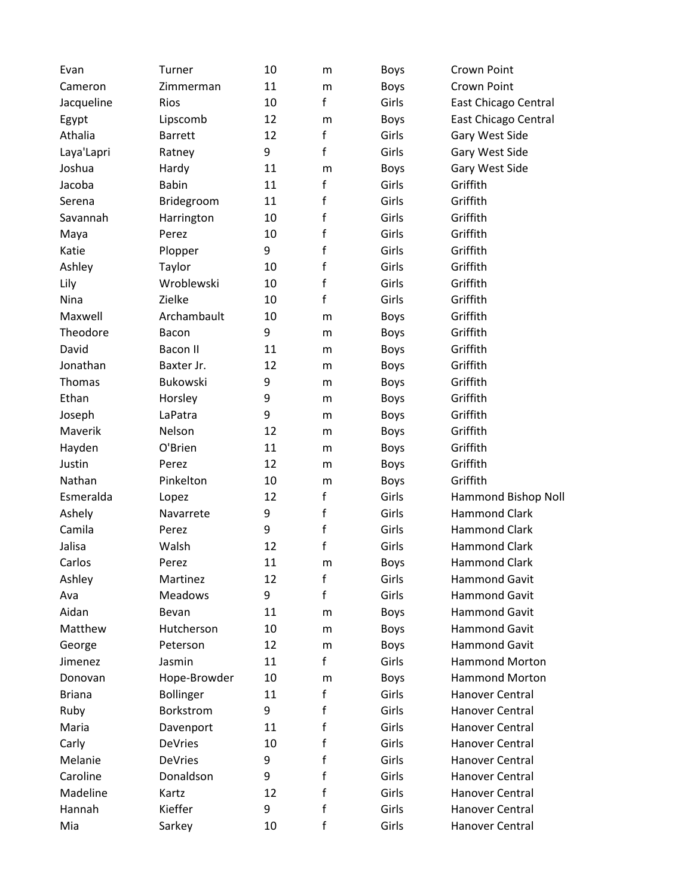| | | | | | |
|---|---|---|---|---|---|
| Evan | Turner | 10 | m | Boys | Crown Point |
| Cameron | Zimmerman | 11 | m | Boys | Crown Point |
| Jacqueline | Rios | 10 | f | Girls | East Chicago Central |
| Egypt | Lipscomb | 12 | m | Boys | East Chicago Central |
| Athalia | Barrett | 12 | f | Girls | Gary West Side |
| Laya'Lapri | Ratney | 9 | f | Girls | Gary West Side |
| Joshua | Hardy | 11 | m | Boys | Gary West Side |
| Jacoba | Babin | 11 | f | Girls | Griffith |
| Serena | Bridegroom | 11 | f | Girls | Griffith |
| Savannah | Harrington | 10 | f | Girls | Griffith |
| Maya | Perez | 10 | f | Girls | Griffith |
| Katie | Plopper | 9 | f | Girls | Griffith |
| Ashley | Taylor | 10 | f | Girls | Griffith |
| Lily | Wroblewski | 10 | f | Girls | Griffith |
| Nina | Zielke | 10 | f | Girls | Griffith |
| Maxwell | Archambault | 10 | m | Boys | Griffith |
| Theodore | Bacon | 9 | m | Boys | Griffith |
| David | Bacon II | 11 | m | Boys | Griffith |
| Jonathan | Baxter Jr. | 12 | m | Boys | Griffith |
| Thomas | Bukowski | 9 | m | Boys | Griffith |
| Ethan | Horsley | 9 | m | Boys | Griffith |
| Joseph | LaPatra | 9 | m | Boys | Griffith |
| Maverik | Nelson | 12 | m | Boys | Griffith |
| Hayden | O'Brien | 11 | m | Boys | Griffith |
| Justin | Perez | 12 | m | Boys | Griffith |
| Nathan | Pinkelton | 10 | m | Boys | Griffith |
| Esmeralda | Lopez | 12 | f | Girls | Hammond Bishop Noll |
| Ashely | Navarrete | 9 | f | Girls | Hammond Clark |
| Camila | Perez | 9 | f | Girls | Hammond Clark |
| Jalisa | Walsh | 12 | f | Girls | Hammond Clark |
| Carlos | Perez | 11 | m | Boys | Hammond Clark |
| Ashley | Martinez | 12 | f | Girls | Hammond Gavit |
| Ava | Meadows | 9 | f | Girls | Hammond Gavit |
| Aidan | Bevan | 11 | m | Boys | Hammond Gavit |
| Matthew | Hutcherson | 10 | m | Boys | Hammond Gavit |
| George | Peterson | 12 | m | Boys | Hammond Gavit |
| Jimenez | Jasmin | 11 | f | Girls | Hammond Morton |
| Donovan | Hope-Browder | 10 | m | Boys | Hammond Morton |
| Briana | Bollinger | 11 | f | Girls | Hanover Central |
| Ruby | Borkstrom | 9 | f | Girls | Hanover Central |
| Maria | Davenport | 11 | f | Girls | Hanover Central |
| Carly | DeVries | 10 | f | Girls | Hanover Central |
| Melanie | DeVries | 9 | f | Girls | Hanover Central |
| Caroline | Donaldson | 9 | f | Girls | Hanover Central |
| Madeline | Kartz | 12 | f | Girls | Hanover Central |
| Hannah | Kieffer | 9 | f | Girls | Hanover Central |
| Mia | Sarkey | 10 | f | Girls | Hanover Central |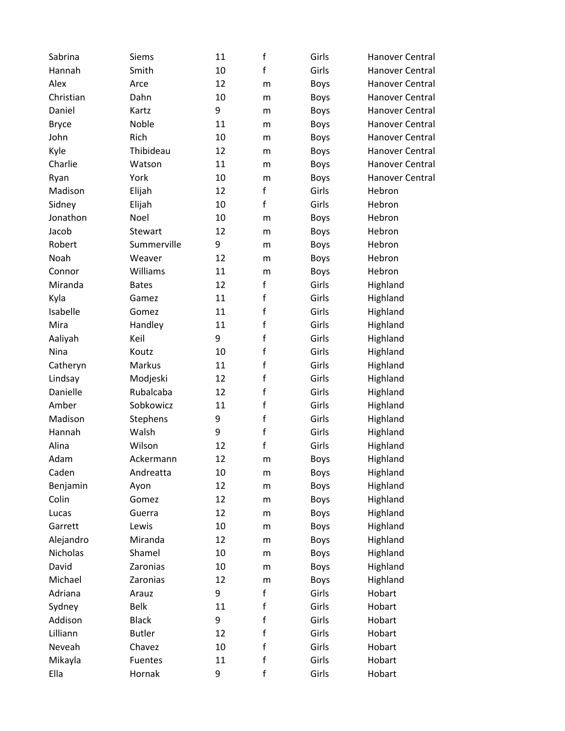| | | | | | |
|---|---|---|---|---|---|
| Sabrina | Siems | 11 | f | Girls | Hanover Central |
| Hannah | Smith | 10 | f | Girls | Hanover Central |
| Alex | Arce | 12 | m | Boys | Hanover Central |
| Christian | Dahn | 10 | m | Boys | Hanover Central |
| Daniel | Kartz | 9 | m | Boys | Hanover Central |
| Bryce | Noble | 11 | m | Boys | Hanover Central |
| John | Rich | 10 | m | Boys | Hanover Central |
| Kyle | Thibideau | 12 | m | Boys | Hanover Central |
| Charlie | Watson | 11 | m | Boys | Hanover Central |
| Ryan | York | 10 | m | Boys | Hanover Central |
| Madison | Elijah | 12 | f | Girls | Hebron |
| Sidney | Elijah | 10 | f | Girls | Hebron |
| Jonathon | Noel | 10 | m | Boys | Hebron |
| Jacob | Stewart | 12 | m | Boys | Hebron |
| Robert | Summerville | 9 | m | Boys | Hebron |
| Noah | Weaver | 12 | m | Boys | Hebron |
| Connor | Williams | 11 | m | Boys | Hebron |
| Miranda | Bates | 12 | f | Girls | Highland |
| Kyla | Gamez | 11 | f | Girls | Highland |
| Isabelle | Gomez | 11 | f | Girls | Highland |
| Mira | Handley | 11 | f | Girls | Highland |
| Aaliyah | Keil | 9 | f | Girls | Highland |
| Nina | Koutz | 10 | f | Girls | Highland |
| Catheryn | Markus | 11 | f | Girls | Highland |
| Lindsay | Modjeski | 12 | f | Girls | Highland |
| Danielle | Rubalcaba | 12 | f | Girls | Highland |
| Amber | Sobkowicz | 11 | f | Girls | Highland |
| Madison | Stephens | 9 | f | Girls | Highland |
| Hannah | Walsh | 9 | f | Girls | Highland |
| Alina | Wilson | 12 | f | Girls | Highland |
| Adam | Ackermann | 12 | m | Boys | Highland |
| Caden | Andreatta | 10 | m | Boys | Highland |
| Benjamin | Ayon | 12 | m | Boys | Highland |
| Colin | Gomez | 12 | m | Boys | Highland |
| Lucas | Guerra | 12 | m | Boys | Highland |
| Garrett | Lewis | 10 | m | Boys | Highland |
| Alejandro | Miranda | 12 | m | Boys | Highland |
| Nicholas | Shamel | 10 | m | Boys | Highland |
| David | Zaronias | 10 | m | Boys | Highland |
| Michael | Zaronias | 12 | m | Boys | Highland |
| Adriana | Arauz | 9 | f | Girls | Hobart |
| Sydney | Belk | 11 | f | Girls | Hobart |
| Addison | Black | 9 | f | Girls | Hobart |
| Lilliann | Butler | 12 | f | Girls | Hobart |
| Neveah | Chavez | 10 | f | Girls | Hobart |
| Mikayla | Fuentes | 11 | f | Girls | Hobart |
| Ella | Hornak | 9 | f | Girls | Hobart |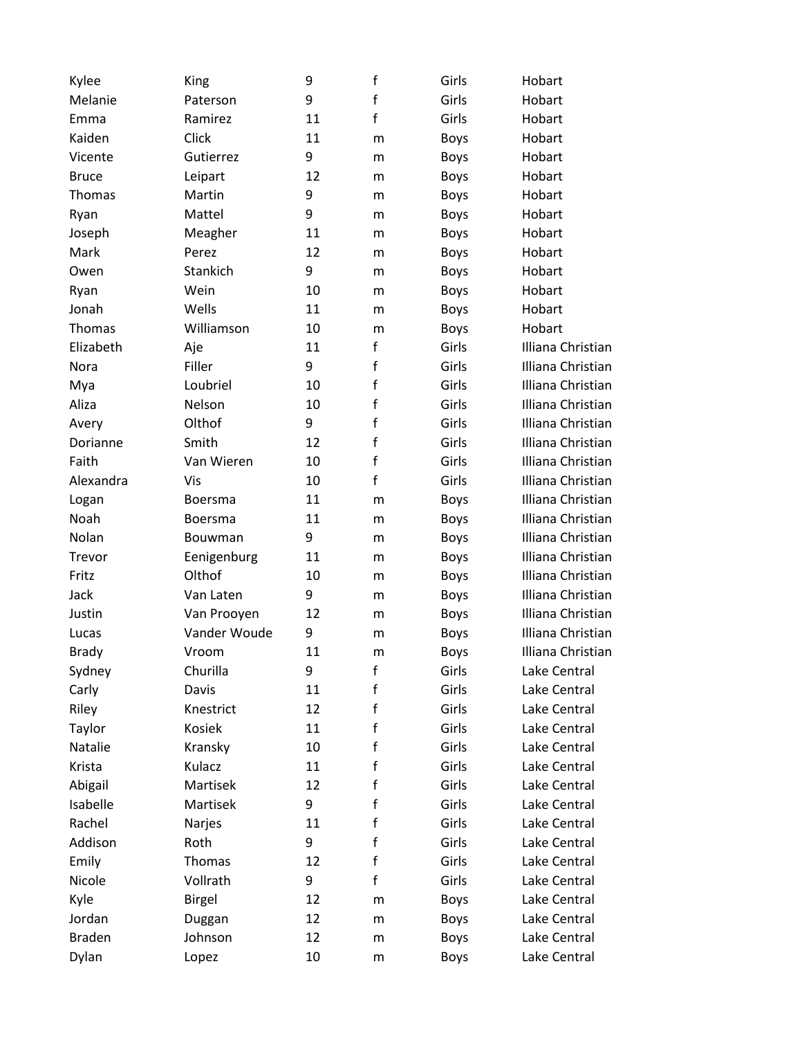| | | | | | |
|---|---|---|---|---|---|
| Kylee | King | 9 | f | Girls | Hobart |
| Melanie | Paterson | 9 | f | Girls | Hobart |
| Emma | Ramirez | 11 | f | Girls | Hobart |
| Kaiden | Click | 11 | m | Boys | Hobart |
| Vicente | Gutierrez | 9 | m | Boys | Hobart |
| Bruce | Leipart | 12 | m | Boys | Hobart |
| Thomas | Martin | 9 | m | Boys | Hobart |
| Ryan | Mattel | 9 | m | Boys | Hobart |
| Joseph | Meagher | 11 | m | Boys | Hobart |
| Mark | Perez | 12 | m | Boys | Hobart |
| Owen | Stankich | 9 | m | Boys | Hobart |
| Ryan | Wein | 10 | m | Boys | Hobart |
| Jonah | Wells | 11 | m | Boys | Hobart |
| Thomas | Williamson | 10 | m | Boys | Hobart |
| Elizabeth | Aje | 11 | f | Girls | Illiana Christian |
| Nora | Filler | 9 | f | Girls | Illiana Christian |
| Mya | Loubriel | 10 | f | Girls | Illiana Christian |
| Aliza | Nelson | 10 | f | Girls | Illiana Christian |
| Avery | Olthof | 9 | f | Girls | Illiana Christian |
| Dorianne | Smith | 12 | f | Girls | Illiana Christian |
| Faith | Van Wieren | 10 | f | Girls | Illiana Christian |
| Alexandra | Vis | 10 | f | Girls | Illiana Christian |
| Logan | Boersma | 11 | m | Boys | Illiana Christian |
| Noah | Boersma | 11 | m | Boys | Illiana Christian |
| Nolan | Bouwman | 9 | m | Boys | Illiana Christian |
| Trevor | Eenigenburg | 11 | m | Boys | Illiana Christian |
| Fritz | Olthof | 10 | m | Boys | Illiana Christian |
| Jack | Van Laten | 9 | m | Boys | Illiana Christian |
| Justin | Van Prooyen | 12 | m | Boys | Illiana Christian |
| Lucas | Vander Woude | 9 | m | Boys | Illiana Christian |
| Brady | Vroom | 11 | m | Boys | Illiana Christian |
| Sydney | Churilla | 9 | f | Girls | Lake Central |
| Carly | Davis | 11 | f | Girls | Lake Central |
| Riley | Knestrict | 12 | f | Girls | Lake Central |
| Taylor | Kosiek | 11 | f | Girls | Lake Central |
| Natalie | Kransky | 10 | f | Girls | Lake Central |
| Krista | Kulacz | 11 | f | Girls | Lake Central |
| Abigail | Martisek | 12 | f | Girls | Lake Central |
| Isabelle | Martisek | 9 | f | Girls | Lake Central |
| Rachel | Narjes | 11 | f | Girls | Lake Central |
| Addison | Roth | 9 | f | Girls | Lake Central |
| Emily | Thomas | 12 | f | Girls | Lake Central |
| Nicole | Vollrath | 9 | f | Girls | Lake Central |
| Kyle | Birgel | 12 | m | Boys | Lake Central |
| Jordan | Duggan | 12 | m | Boys | Lake Central |
| Braden | Johnson | 12 | m | Boys | Lake Central |
| Dylan | Lopez | 10 | m | Boys | Lake Central |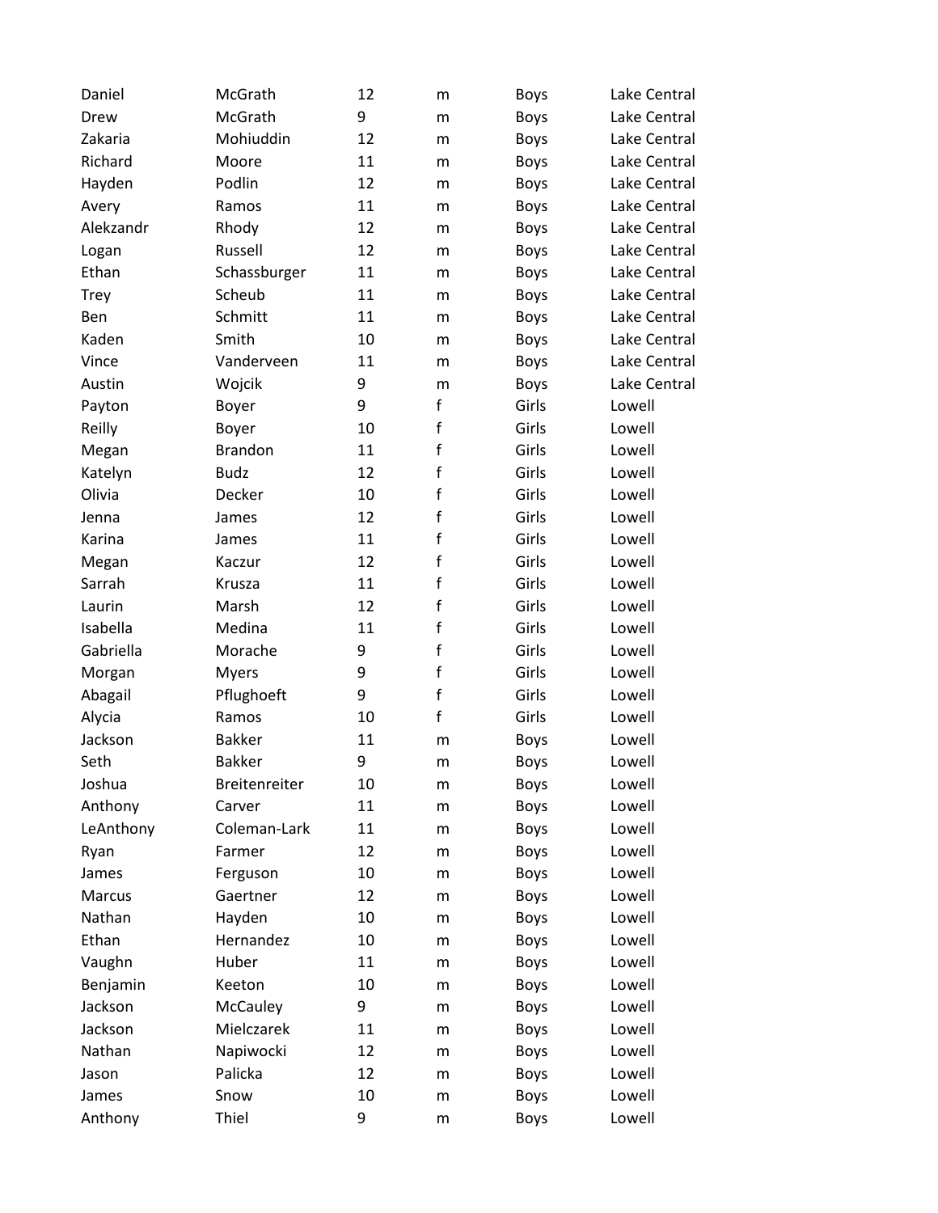| | | | | | |
|---|---|---|---|---|---|
| Daniel | McGrath | 12 | m | Boys | Lake Central |
| Drew | McGrath | 9 | m | Boys | Lake Central |
| Zakaria | Mohiuddin | 12 | m | Boys | Lake Central |
| Richard | Moore | 11 | m | Boys | Lake Central |
| Hayden | Podlin | 12 | m | Boys | Lake Central |
| Avery | Ramos | 11 | m | Boys | Lake Central |
| Alekzandr | Rhody | 12 | m | Boys | Lake Central |
| Logan | Russell | 12 | m | Boys | Lake Central |
| Ethan | Schassburger | 11 | m | Boys | Lake Central |
| Trey | Scheub | 11 | m | Boys | Lake Central |
| Ben | Schmitt | 11 | m | Boys | Lake Central |
| Kaden | Smith | 10 | m | Boys | Lake Central |
| Vince | Vanderveen | 11 | m | Boys | Lake Central |
| Austin | Wojcik | 9 | m | Boys | Lake Central |
| Payton | Boyer | 9 | f | Girls | Lowell |
| Reilly | Boyer | 10 | f | Girls | Lowell |
| Megan | Brandon | 11 | f | Girls | Lowell |
| Katelyn | Budz | 12 | f | Girls | Lowell |
| Olivia | Decker | 10 | f | Girls | Lowell |
| Jenna | James | 12 | f | Girls | Lowell |
| Karina | James | 11 | f | Girls | Lowell |
| Megan | Kaczur | 12 | f | Girls | Lowell |
| Sarrah | Krusza | 11 | f | Girls | Lowell |
| Laurin | Marsh | 12 | f | Girls | Lowell |
| Isabella | Medina | 11 | f | Girls | Lowell |
| Gabriella | Morache | 9 | f | Girls | Lowell |
| Morgan | Myers | 9 | f | Girls | Lowell |
| Abagail | Pflughoeft | 9 | f | Girls | Lowell |
| Alycia | Ramos | 10 | f | Girls | Lowell |
| Jackson | Bakker | 11 | m | Boys | Lowell |
| Seth | Bakker | 9 | m | Boys | Lowell |
| Joshua | Breitenreiter | 10 | m | Boys | Lowell |
| Anthony | Carver | 11 | m | Boys | Lowell |
| LeAnthony | Coleman-Lark | 11 | m | Boys | Lowell |
| Ryan | Farmer | 12 | m | Boys | Lowell |
| James | Ferguson | 10 | m | Boys | Lowell |
| Marcus | Gaertner | 12 | m | Boys | Lowell |
| Nathan | Hayden | 10 | m | Boys | Lowell |
| Ethan | Hernandez | 10 | m | Boys | Lowell |
| Vaughn | Huber | 11 | m | Boys | Lowell |
| Benjamin | Keeton | 10 | m | Boys | Lowell |
| Jackson | McCauley | 9 | m | Boys | Lowell |
| Jackson | Mielczarek | 11 | m | Boys | Lowell |
| Nathan | Napiwocki | 12 | m | Boys | Lowell |
| Jason | Palicka | 12 | m | Boys | Lowell |
| James | Snow | 10 | m | Boys | Lowell |
| Anthony | Thiel | 9 | m | Boys | Lowell |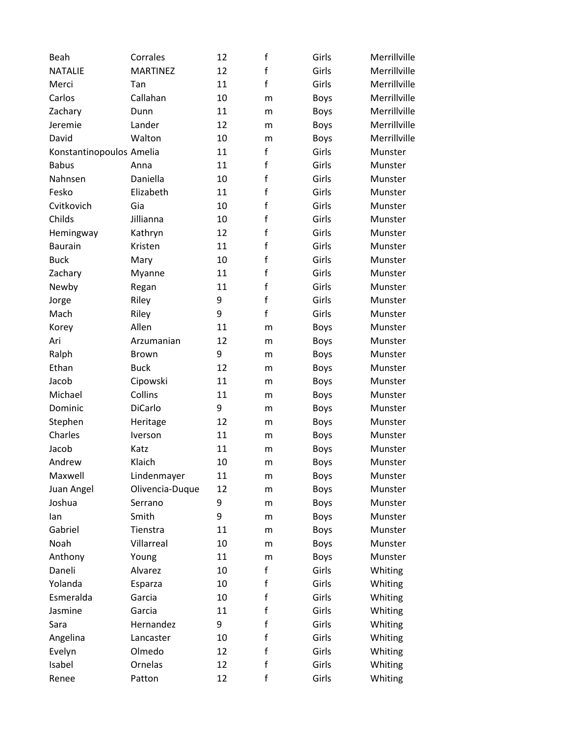| | | | | | |
|---|---|---|---|---|---|
| Beah | Corrales | 12 | f | Girls | Merrillville |
| NATALIE | MARTINEZ | 12 | f | Girls | Merrillville |
| Merci | Tan | 11 | f | Girls | Merrillville |
| Carlos | Callahan | 10 | m | Boys | Merrillville |
| Zachary | Dunn | 11 | m | Boys | Merrillville |
| Jeremie | Lander | 12 | m | Boys | Merrillville |
| David | Walton | 10 | m | Boys | Merrillville |
| Konstantinopoulos | Amelia | 11 | f | Girls | Munster |
| Babus | Anna | 11 | f | Girls | Munster |
| Nahnsen | Daniella | 10 | f | Girls | Munster |
| Fesko | Elizabeth | 11 | f | Girls | Munster |
| Cvitkovich | Gia | 10 | f | Girls | Munster |
| Childs | Jillianna | 10 | f | Girls | Munster |
| Hemingway | Kathryn | 12 | f | Girls | Munster |
| Baurain | Kristen | 11 | f | Girls | Munster |
| Buck | Mary | 10 | f | Girls | Munster |
| Zachary | Myanne | 11 | f | Girls | Munster |
| Newby | Regan | 11 | f | Girls | Munster |
| Jorge | Riley | 9 | f | Girls | Munster |
| Mach | Riley | 9 | f | Girls | Munster |
| Korey | Allen | 11 | m | Boys | Munster |
| Ari | Arzumanian | 12 | m | Boys | Munster |
| Ralph | Brown | 9 | m | Boys | Munster |
| Ethan | Buck | 12 | m | Boys | Munster |
| Jacob | Cipowski | 11 | m | Boys | Munster |
| Michael | Collins | 11 | m | Boys | Munster |
| Dominic | DiCarlo | 9 | m | Boys | Munster |
| Stephen | Heritage | 12 | m | Boys | Munster |
| Charles | Iverson | 11 | m | Boys | Munster |
| Jacob | Katz | 11 | m | Boys | Munster |
| Andrew | Klaich | 10 | m | Boys | Munster |
| Maxwell | Lindenmayer | 11 | m | Boys | Munster |
| Juan Angel | Olivencia-Duque | 12 | m | Boys | Munster |
| Joshua | Serrano | 9 | m | Boys | Munster |
| Ian | Smith | 9 | m | Boys | Munster |
| Gabriel | Tienstra | 11 | m | Boys | Munster |
| Noah | Villarreal | 10 | m | Boys | Munster |
| Anthony | Young | 11 | m | Boys | Munster |
| Daneli | Alvarez | 10 | f | Girls | Whiting |
| Yolanda | Esparza | 10 | f | Girls | Whiting |
| Esmeralda | Garcia | 10 | f | Girls | Whiting |
| Jasmine | Garcia | 11 | f | Girls | Whiting |
| Sara | Hernandez | 9 | f | Girls | Whiting |
| Angelina | Lancaster | 10 | f | Girls | Whiting |
| Evelyn | Olmedo | 12 | f | Girls | Whiting |
| Isabel | Ornelas | 12 | f | Girls | Whiting |
| Renee | Patton | 12 | f | Girls | Whiting |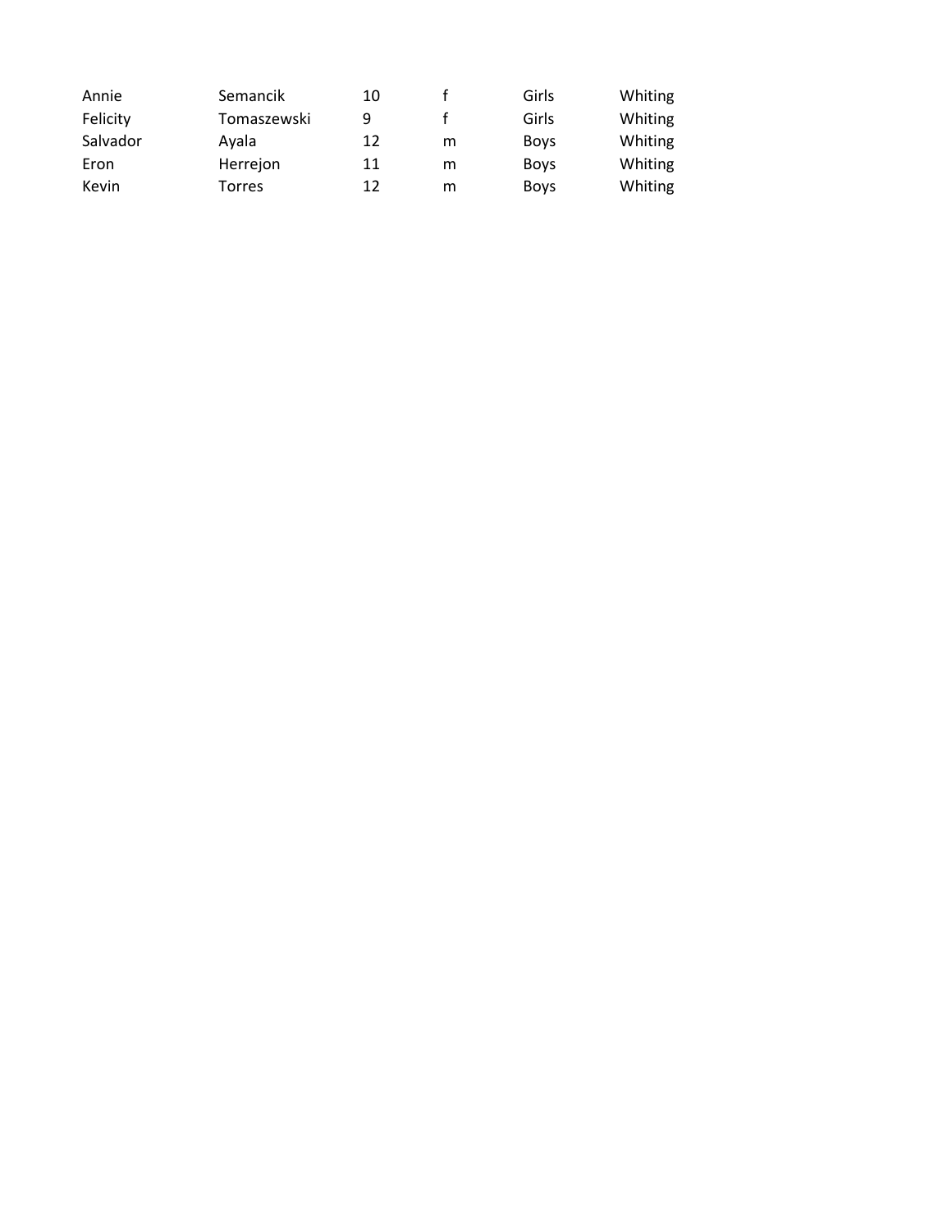| | | | | | |
|---|---|---|---|---|---|
| Annie | Semancik | 10 | f | Girls | Whiting |
| Felicity | Tomaszewski | 9 | f | Girls | Whiting |
| Salvador | Ayala | 12 | m | Boys | Whiting |
| Eron | Herrejon | 11 | m | Boys | Whiting |
| Kevin | Torres | 12 | m | Boys | Whiting |